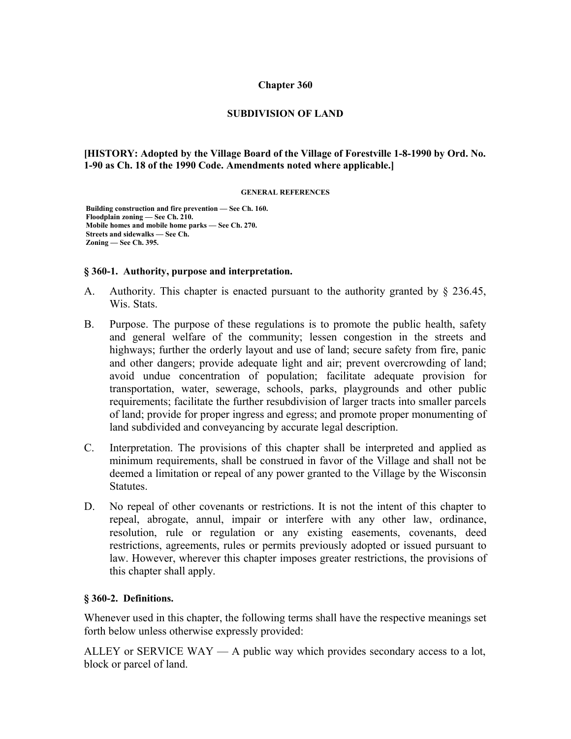# Chapter 360

## SUBDIVISION OF LAND

**[HISTORY: Adopted by the Village Board of the Village of Forestville 1-8-1990 by Ord. No. 1-90 as Ch. 18 of the 1990 Code. Amendments noted where applicable.]**

**GENERAL REFERENCES**

**Building construction and fire prevention — See Ch. 160.**
**Floodplain zoning — See Ch. 210.**
**Mobile homes and mobile home parks — See Ch. 270.**
**Streets and sidewalks — See Ch.**
**Zoning — See Ch. 395.**

### § 360-1. Authority, purpose and interpretation.

A. Authority. This chapter is enacted pursuant to the authority granted by § 236.45, Wis. Stats.

B. Purpose. The purpose of these regulations is to promote the public health, safety and general welfare of the community; lessen congestion in the streets and highways; further the orderly layout and use of land; secure safety from fire, panic and other dangers; provide adequate light and air; prevent overcrowding of land; avoid undue concentration of population; facilitate adequate provision for transportation, water, sewerage, schools, parks, playgrounds and other public requirements; facilitate the further resubdivision of larger tracts into smaller parcels of land; provide for proper ingress and egress; and promote proper monumenting of land subdivided and conveyancing by accurate legal description.

C. Interpretation. The provisions of this chapter shall be interpreted and applied as minimum requirements, shall be construed in favor of the Village and shall not be deemed a limitation or repeal of any power granted to the Village by the Wisconsin Statutes.

D. No repeal of other covenants or restrictions. It is not the intent of this chapter to repeal, abrogate, annul, impair or interfere with any other law, ordinance, resolution, rule or regulation or any existing easements, covenants, deed restrictions, agreements, rules or permits previously adopted or issued pursuant to law. However, wherever this chapter imposes greater restrictions, the provisions of this chapter shall apply.

### § 360-2. Definitions.

Whenever used in this chapter, the following terms shall have the respective meanings set forth below unless otherwise expressly provided:

ALLEY or SERVICE WAY — A public way which provides secondary access to a lot, block or parcel of land.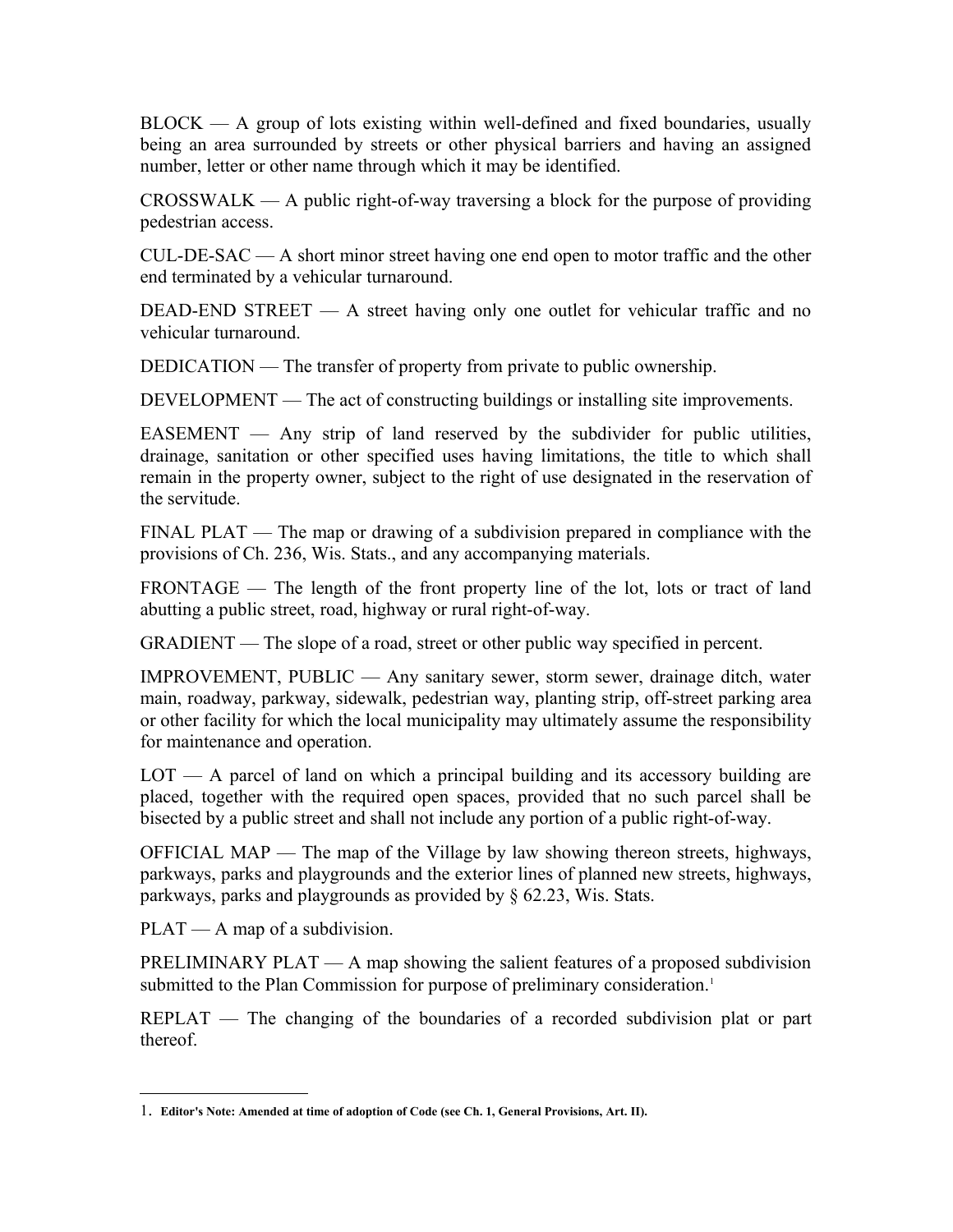BLOCK — A group of lots existing within well-defined and fixed boundaries, usually being an area surrounded by streets or other physical barriers and having an assigned number, letter or other name through which it may be identified.

CROSSWALK — A public right-of-way traversing a block for the purpose of providing pedestrian access.

CUL-DE-SAC — A short minor street having one end open to motor traffic and the other end terminated by a vehicular turnaround.

DEAD-END STREET — A street having only one outlet for vehicular traffic and no vehicular turnaround.

DEDICATION — The transfer of property from private to public ownership.

DEVELOPMENT — The act of constructing buildings or installing site improvements.

EASEMENT — Any strip of land reserved by the subdivider for public utilities, drainage, sanitation or other specified uses having limitations, the title to which shall remain in the property owner, subject to the right of use designated in the reservation of the servitude.

FINAL PLAT — The map or drawing of a subdivision prepared in compliance with the provisions of Ch. 236, Wis. Stats., and any accompanying materials.

FRONTAGE — The length of the front property line of the lot, lots or tract of land abutting a public street, road, highway or rural right-of-way.

GRADIENT — The slope of a road, street or other public way specified in percent.

IMPROVEMENT, PUBLIC — Any sanitary sewer, storm sewer, drainage ditch, water main, roadway, parkway, sidewalk, pedestrian way, planting strip, off-street parking area or other facility for which the local municipality may ultimately assume the responsibility for maintenance and operation.

LOT — A parcel of land on which a principal building and its accessory building are placed, together with the required open spaces, provided that no such parcel shall be bisected by a public street and shall not include any portion of a public right-of-way.

OFFICIAL MAP — The map of the Village by law showing thereon streets, highways, parkways, parks and playgrounds and the exterior lines of planned new streets, highways, parkways, parks and playgrounds as provided by § 62.23, Wis. Stats.

PLAT — A map of a subdivision.

PRELIMINARY PLAT — A map showing the salient features of a proposed subdivision submitted to the Plan Commission for purpose of preliminary consideration.[1]

REPLAT — The changing of the boundaries of a recorded subdivision plat or part thereof.

---

1. **Editor's Note: Amended at time of adoption of Code (see Ch. 1, General Provisions, Art. II).**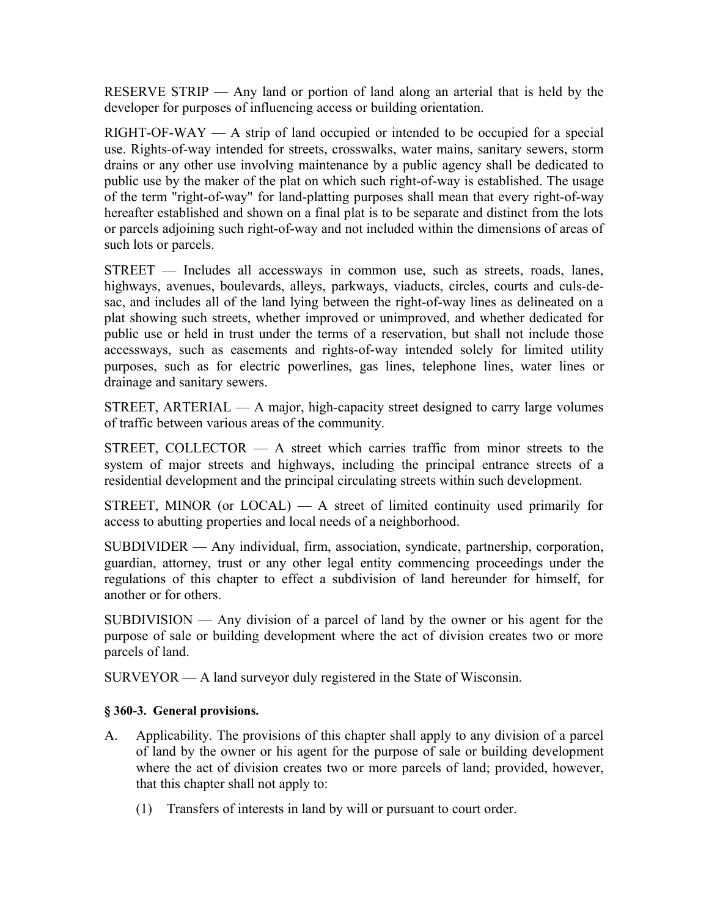RESERVE STRIP — Any land or portion of land along an arterial that is held by the developer for purposes of influencing access or building orientation.

RIGHT-OF-WAY — A strip of land occupied or intended to be occupied for a special use. Rights-of-way intended for streets, crosswalks, water mains, sanitary sewers, storm drains or any other use involving maintenance by a public agency shall be dedicated to public use by the maker of the plat on which such right-of-way is established. The usage of the term "right-of-way" for land-platting purposes shall mean that every right-of-way hereafter established and shown on a final plat is to be separate and distinct from the lots or parcels adjoining such right-of-way and not included within the dimensions of areas of such lots or parcels.

STREET — Includes all accessways in common use, such as streets, roads, lanes, highways, avenues, boulevards, alleys, parkways, viaducts, circles, courts and culs-de-sac, and includes all of the land lying between the right-of-way lines as delineated on a plat showing such streets, whether improved or unimproved, and whether dedicated for public use or held in trust under the terms of a reservation, but shall not include those accessways, such as easements and rights-of-way intended solely for limited utility purposes, such as for electric powerlines, gas lines, telephone lines, water lines or drainage and sanitary sewers.

STREET, ARTERIAL — A major, high-capacity street designed to carry large volumes of traffic between various areas of the community.

STREET, COLLECTOR — A street which carries traffic from minor streets to the system of major streets and highways, including the principal entrance streets of a residential development and the principal circulating streets within such development.

STREET, MINOR (or LOCAL) — A street of limited continuity used primarily for access to abutting properties and local needs of a neighborhood.

SUBDIVIDER — Any individual, firm, association, syndicate, partnership, corporation, guardian, attorney, trust or any other legal entity commencing proceedings under the regulations of this chapter to effect a subdivision of land hereunder for himself, for another or for others.

SUBDIVISION — Any division of a parcel of land by the owner or his agent for the purpose of sale or building development where the act of division creates two or more parcels of land.

SURVEYOR — A land surveyor duly registered in the State of Wisconsin.

**§ 360-3. General provisions.**

A. Applicability. The provisions of this chapter shall apply to any division of a parcel of land by the owner or his agent for the purpose of sale or building development where the act of division creates two or more parcels of land; provided, however, that this chapter shall not apply to:

   (1) Transfers of interests in land by will or pursuant to court order.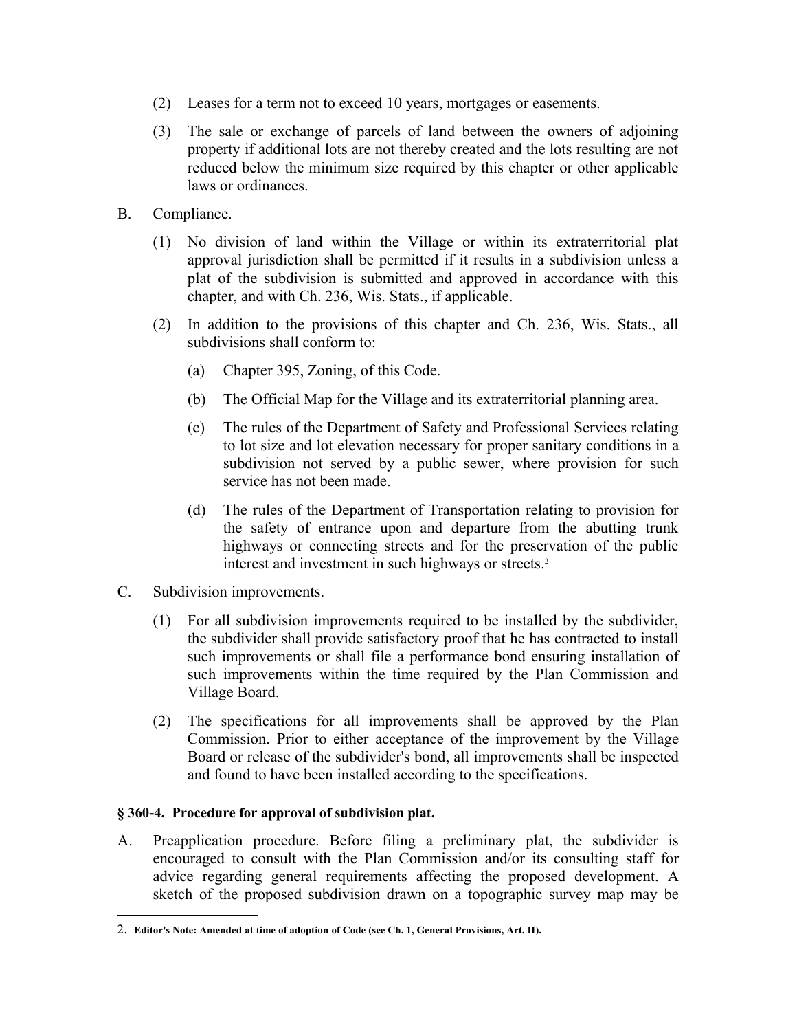(2) Leases for a term not to exceed 10 years, mortgages or easements.

(3) The sale or exchange of parcels of land between the owners of adjoining property if additional lots are not thereby created and the lots resulting are not reduced below the minimum size required by this chapter or other applicable laws or ordinances.

B. Compliance.

(1) No division of land within the Village or within its extraterritorial plat approval jurisdiction shall be permitted if it results in a subdivision unless a plat of the subdivision is submitted and approved in accordance with this chapter, and with Ch. 236, Wis. Stats., if applicable.

(2) In addition to the provisions of this chapter and Ch. 236, Wis. Stats., all subdivisions shall conform to:

(a) Chapter 395, Zoning, of this Code.

(b) The Official Map for the Village and its extraterritorial planning area.

(c) The rules of the Department of Safety and Professional Services relating to lot size and lot elevation necessary for proper sanitary conditions in a subdivision not served by a public sewer, where provision for such service has not been made.

(d) The rules of the Department of Transportation relating to provision for the safety of entrance upon and departure from the abutting trunk highways or connecting streets and for the preservation of the public interest and investment in such highways or streets.[2]

C. Subdivision improvements.

(1) For all subdivision improvements required to be installed by the subdivider, the subdivider shall provide satisfactory proof that he has contracted to install such improvements or shall file a performance bond ensuring installation of such improvements within the time required by the Plan Commission and Village Board.

(2) The specifications for all improvements shall be approved by the Plan Commission. Prior to either acceptance of the improvement by the Village Board or release of the subdivider's bond, all improvements shall be inspected and found to have been installed according to the specifications.

**§ 360-4. Procedure for approval of subdivision plat.**

A. Preapplication procedure. Before filing a preliminary plat, the subdivider is encouraged to consult with the Plan Commission and/or its consulting staff for advice regarding general requirements affecting the proposed development. A sketch of the proposed subdivision drawn on a topographic survey map may be

---

2. **Editor's Note: Amended at time of adoption of Code (see Ch. 1, General Provisions, Art. II).**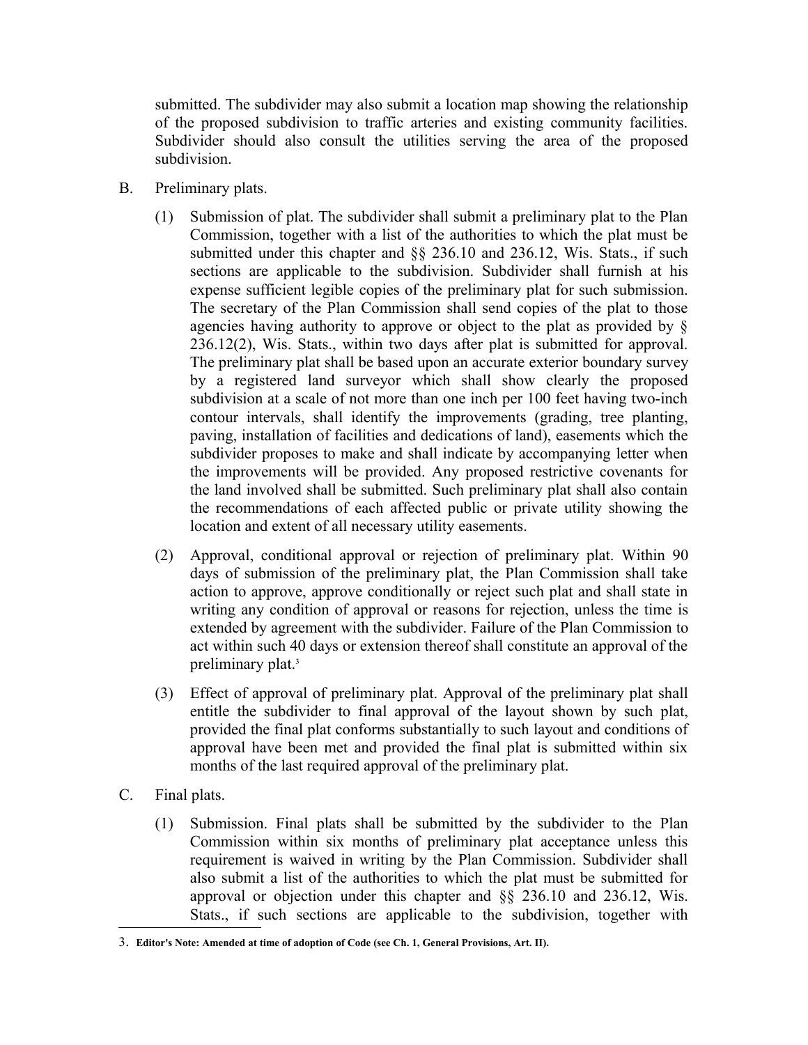submitted. The subdivider may also submit a location map showing the relationship of the proposed subdivision to traffic arteries and existing community facilities. Subdivider should also consult the utilities serving the area of the proposed subdivision.

B. Preliminary plats.

(1) Submission of plat. The subdivider shall submit a preliminary plat to the Plan Commission, together with a list of the authorities to which the plat must be submitted under this chapter and §§ 236.10 and 236.12, Wis. Stats., if such sections are applicable to the subdivision. Subdivider shall furnish at his expense sufficient legible copies of the preliminary plat for such submission. The secretary of the Plan Commission shall send copies of the plat to those agencies having authority to approve or object to the plat as provided by § 236.12(2), Wis. Stats., within two days after plat is submitted for approval. The preliminary plat shall be based upon an accurate exterior boundary survey by a registered land surveyor which shall show clearly the proposed subdivision at a scale of not more than one inch per 100 feet having two-inch contour intervals, shall identify the improvements (grading, tree planting, paving, installation of facilities and dedications of land), easements which the subdivider proposes to make and shall indicate by accompanying letter when the improvements will be provided. Any proposed restrictive covenants for the land involved shall be submitted. Such preliminary plat shall also contain the recommendations of each affected public or private utility showing the location and extent of all necessary utility easements.

(2) Approval, conditional approval or rejection of preliminary plat. Within 90 days of submission of the preliminary plat, the Plan Commission shall take action to approve, approve conditionally or reject such plat and shall state in writing any condition of approval or reasons for rejection, unless the time is extended by agreement with the subdivider. Failure of the Plan Commission to act within such 40 days or extension thereof shall constitute an approval of the preliminary plat.[3]

(3) Effect of approval of preliminary plat. Approval of the preliminary plat shall entitle the subdivider to final approval of the layout shown by such plat, provided the final plat conforms substantially to such layout and conditions of approval have been met and provided the final plat is submitted within six months of the last required approval of the preliminary plat.

C. Final plats.

(1) Submission. Final plats shall be submitted by the subdivider to the Plan Commission within six months of preliminary plat acceptance unless this requirement is waived in writing by the Plan Commission. Subdivider shall also submit a list of the authorities to which the plat must be submitted for approval or objection under this chapter and §§ 236.10 and 236.12, Wis. Stats., if such sections are applicable to the subdivision, together with

---

3. **Editor's Note: Amended at time of adoption of Code (see Ch. 1, General Provisions, Art. II).**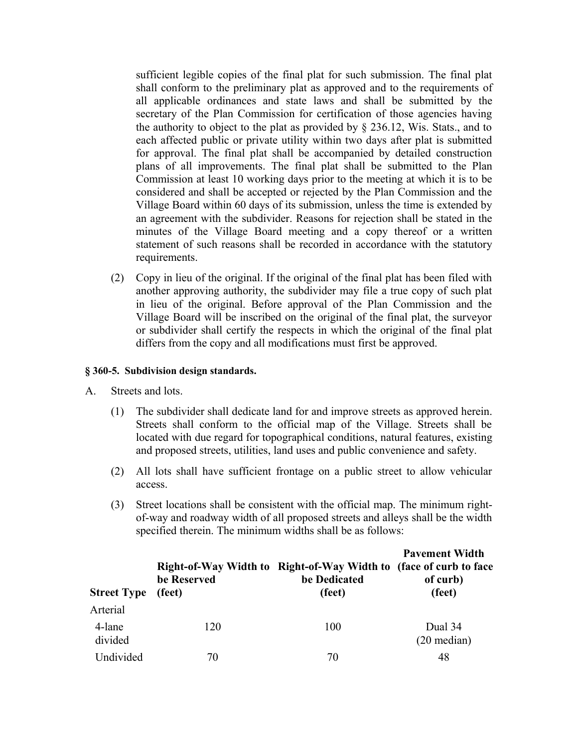sufficient legible copies of the final plat for such submission. The final plat shall conform to the preliminary plat as approved and to the requirements of all applicable ordinances and state laws and shall be submitted by the secretary of the Plan Commission for certification of those agencies having the authority to object to the plat as provided by § 236.12, Wis. Stats., and to each affected public or private utility within two days after plat is submitted for approval. The final plat shall be accompanied by detailed construction plans of all improvements. The final plat shall be submitted to the Plan Commission at least 10 working days prior to the meeting at which it is to be considered and shall be accepted or rejected by the Plan Commission and the Village Board within 60 days of its submission, unless the time is extended by an agreement with the subdivider. Reasons for rejection shall be stated in the minutes of the Village Board meeting and a copy thereof or a written statement of such reasons shall be recorded in accordance with the statutory requirements.

(2) Copy in lieu of the original. If the original of the final plat has been filed with another approving authority, the subdivider may file a true copy of such plat in lieu of the original. Before approval of the Plan Commission and the Village Board will be inscribed on the original of the final plat, the surveyor or subdivider shall certify the respects in which the original of the final plat differs from the copy and all modifications must first be approved.

**§ 360-5. Subdivision design standards.**

A. Streets and lots.

(1) The subdivider shall dedicate land for and improve streets as approved herein. Streets shall conform to the official map of the Village. Streets shall be located with due regard for topographical conditions, natural features, existing and proposed streets, utilities, land uses and public convenience and safety.

(2) All lots shall have sufficient frontage on a public street to allow vehicular access.

(3) Street locations shall be consistent with the official map. The minimum right-of-way and roadway width of all proposed streets and alleys shall be the width specified therein. The minimum widths shall be as follows:

| Street Type | Right-of-Way Width to be Reserved (feet) | Right-of-Way Width to be Dedicated (feet) | Pavement Width (face of curb to face of curb) (feet) |
|---|---|---|---|
| Arterial | | | |
| 4-lane divided | 120 | 100 | Dual 34 (20 median) |
| Undivided | 70 | 70 | 48 |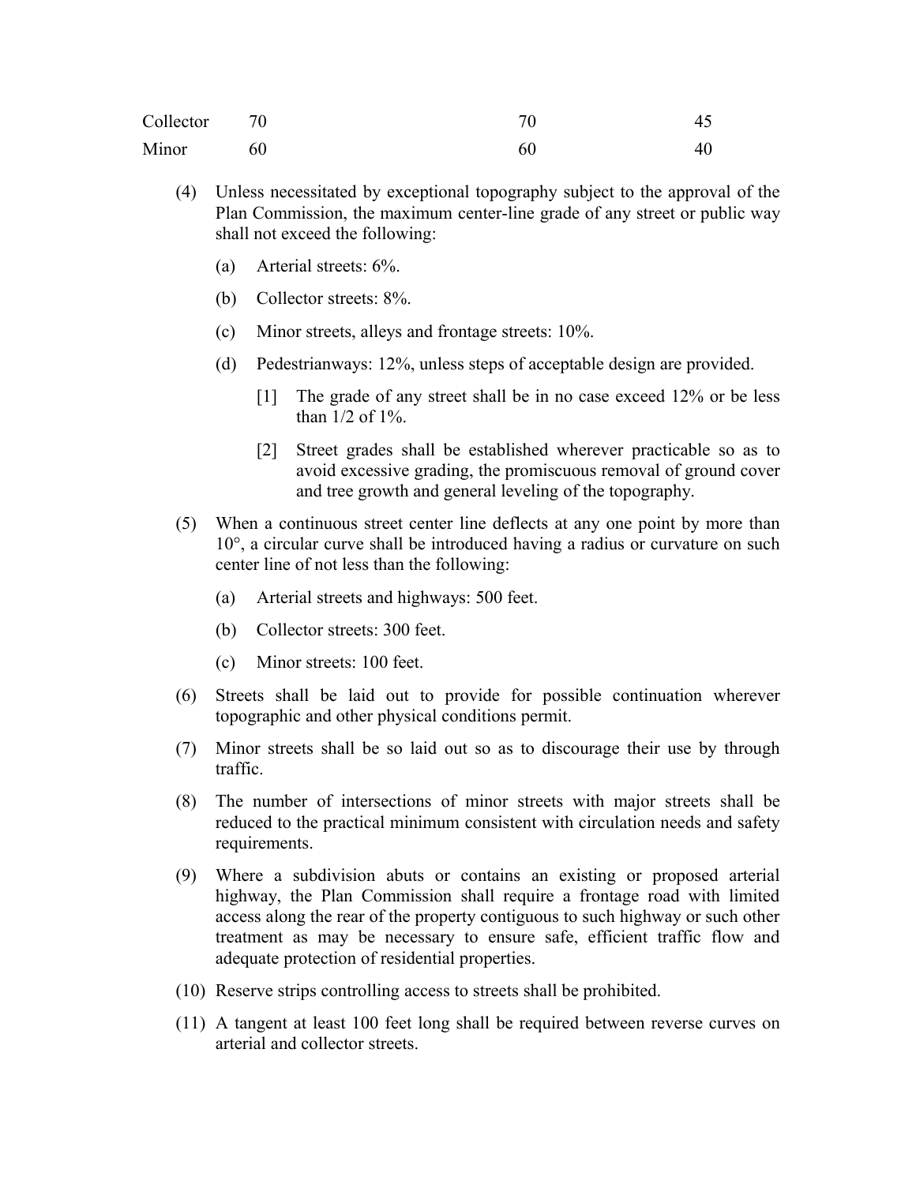| | | | |
|---|---|---|---|
| Collector | 70 | 70 | 45 |
| Minor | 60 | 60 | 40 |

(4) Unless necessitated by exceptional topography subject to the approval of the Plan Commission, the maximum center-line grade of any street or public way shall not exceed the following:

(a) Arterial streets: 6%.

(b) Collector streets: 8%.

(c) Minor streets, alleys and frontage streets: 10%.

(d) Pedestrianways: 12%, unless steps of acceptable design are provided.

[1] The grade of any street shall be in no case exceed 12% or be less than 1/2 of 1%.

[2] Street grades shall be established wherever practicable so as to avoid excessive grading, the promiscuous removal of ground cover and tree growth and general leveling of the topography.

(5) When a continuous street center line deflects at any one point by more than 10°, a circular curve shall be introduced having a radius or curvature on such center line of not less than the following:

(a) Arterial streets and highways: 500 feet.

(b) Collector streets: 300 feet.

(c) Minor streets: 100 feet.

(6) Streets shall be laid out to provide for possible continuation wherever topographic and other physical conditions permit.

(7) Minor streets shall be so laid out so as to discourage their use by through traffic.

(8) The number of intersections of minor streets with major streets shall be reduced to the practical minimum consistent with circulation needs and safety requirements.

(9) Where a subdivision abuts or contains an existing or proposed arterial highway, the Plan Commission shall require a frontage road with limited access along the rear of the property contiguous to such highway or such other treatment as may be necessary to ensure safe, efficient traffic flow and adequate protection of residential properties.

(10) Reserve strips controlling access to streets shall be prohibited.

(11) A tangent at least 100 feet long shall be required between reverse curves on arterial and collector streets.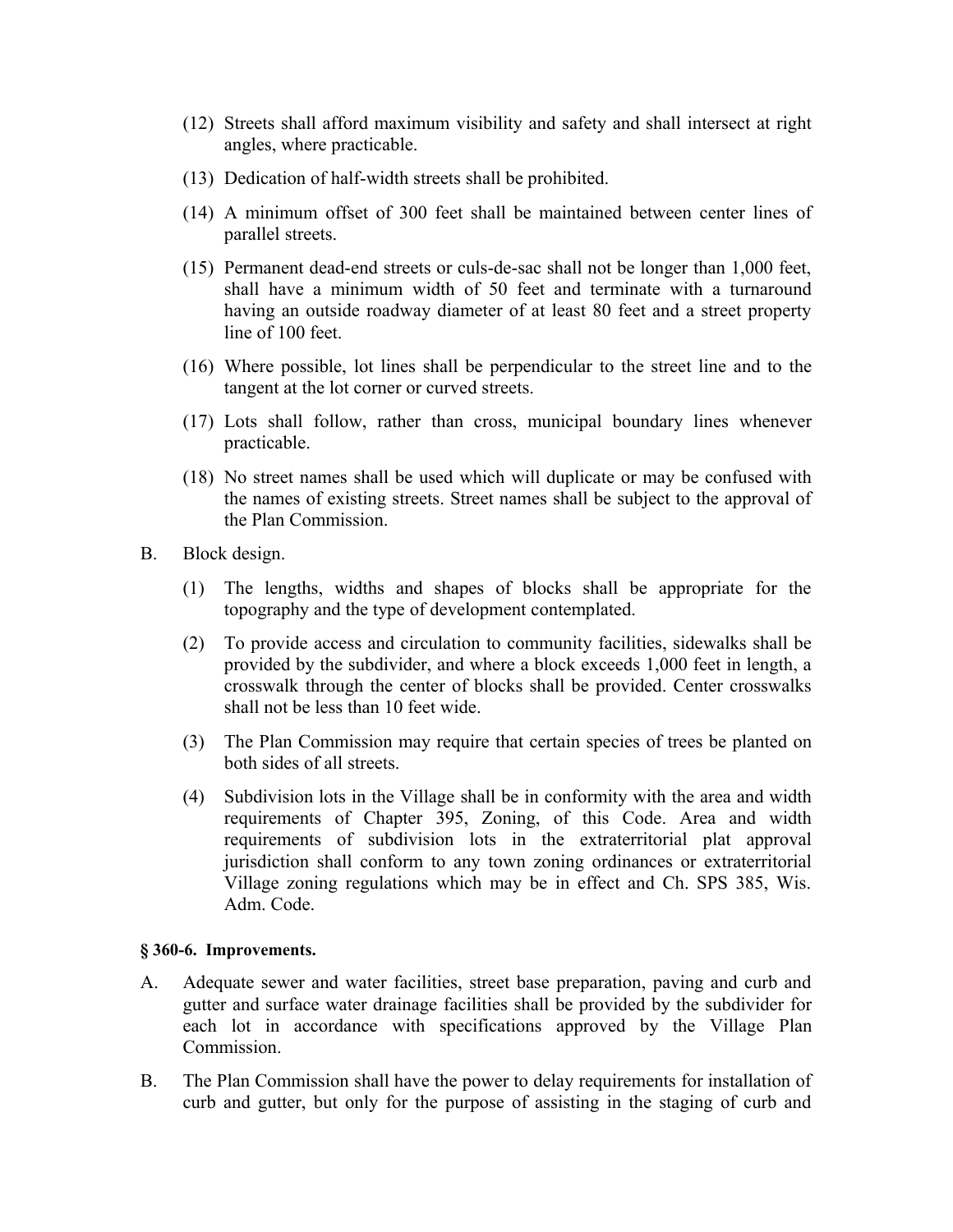(12) Streets shall afford maximum visibility and safety and shall intersect at right angles, where practicable.

(13) Dedication of half-width streets shall be prohibited.

(14) A minimum offset of 300 feet shall be maintained between center lines of parallel streets.

(15) Permanent dead-end streets or culs-de-sac shall not be longer than 1,000 feet, shall have a minimum width of 50 feet and terminate with a turnaround having an outside roadway diameter of at least 80 feet and a street property line of 100 feet.

(16) Where possible, lot lines shall be perpendicular to the street line and to the tangent at the lot corner or curved streets.

(17) Lots shall follow, rather than cross, municipal boundary lines whenever practicable.

(18) No street names shall be used which will duplicate or may be confused with the names of existing streets. Street names shall be subject to the approval of the Plan Commission.

B. Block design.

(1) The lengths, widths and shapes of blocks shall be appropriate for the topography and the type of development contemplated.

(2) To provide access and circulation to community facilities, sidewalks shall be provided by the subdivider, and where a block exceeds 1,000 feet in length, a crosswalk through the center of blocks shall be provided. Center crosswalks shall not be less than 10 feet wide.

(3) The Plan Commission may require that certain species of trees be planted on both sides of all streets.

(4) Subdivision lots in the Village shall be in conformity with the area and width requirements of Chapter 395, Zoning, of this Code. Area and width requirements of subdivision lots in the extraterritorial plat approval jurisdiction shall conform to any town zoning ordinances or extraterritorial Village zoning regulations which may be in effect and Ch. SPS 385, Wis. Adm. Code.

**§ 360-6. Improvements.**

A. Adequate sewer and water facilities, street base preparation, paving and curb and gutter and surface water drainage facilities shall be provided by the subdivider for each lot in accordance with specifications approved by the Village Plan Commission.

B. The Plan Commission shall have the power to delay requirements for installation of curb and gutter, but only for the purpose of assisting in the staging of curb and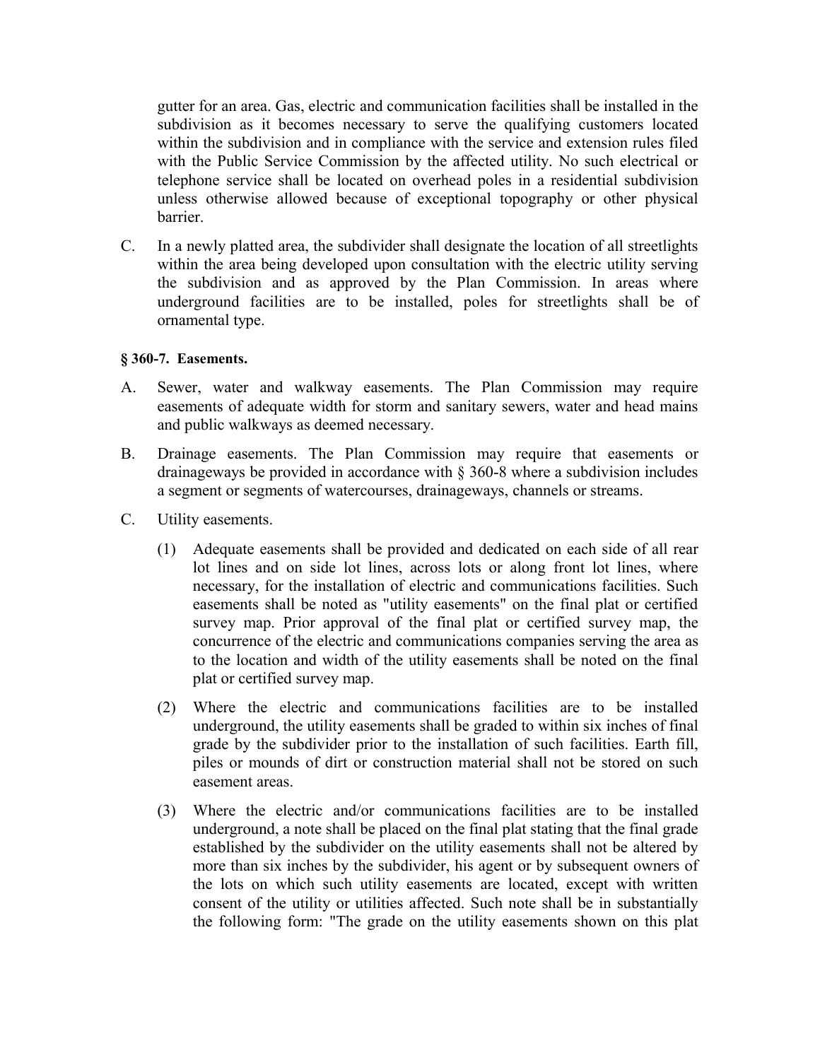gutter for an area. Gas, electric and communication facilities shall be installed in the subdivision as it becomes necessary to serve the qualifying customers located within the subdivision and in compliance with the service and extension rules filed with the Public Service Commission by the affected utility. No such electrical or telephone service shall be located on overhead poles in a residential subdivision unless otherwise allowed because of exceptional topography or other physical barrier.

C. In a newly platted area, the subdivider shall designate the location of all streetlights within the area being developed upon consultation with the electric utility serving the subdivision and as approved by the Plan Commission. In areas where underground facilities are to be installed, poles for streetlights shall be of ornamental type.

**§ 360-7. Easements.**

A. Sewer, water and walkway easements. The Plan Commission may require easements of adequate width for storm and sanitary sewers, water and head mains and public walkways as deemed necessary.

B. Drainage easements. The Plan Commission may require that easements or drainageways be provided in accordance with § 360-8 where a subdivision includes a segment or segments of watercourses, drainageways, channels or streams.

C. Utility easements.

(1) Adequate easements shall be provided and dedicated on each side of all rear lot lines and on side lot lines, across lots or along front lot lines, where necessary, for the installation of electric and communications facilities. Such easements shall be noted as "utility easements" on the final plat or certified survey map. Prior approval of the final plat or certified survey map, the concurrence of the electric and communications companies serving the area as to the location and width of the utility easements shall be noted on the final plat or certified survey map.

(2) Where the electric and communications facilities are to be installed underground, the utility easements shall be graded to within six inches of final grade by the subdivider prior to the installation of such facilities. Earth fill, piles or mounds of dirt or construction material shall not be stored on such easement areas.

(3) Where the electric and/or communications facilities are to be installed underground, a note shall be placed on the final plat stating that the final grade established by the subdivider on the utility easements shall not be altered by more than six inches by the subdivider, his agent or by subsequent owners of the lots on which such utility easements are located, except with written consent of the utility or utilities affected. Such note shall be in substantially the following form: "The grade on the utility easements shown on this plat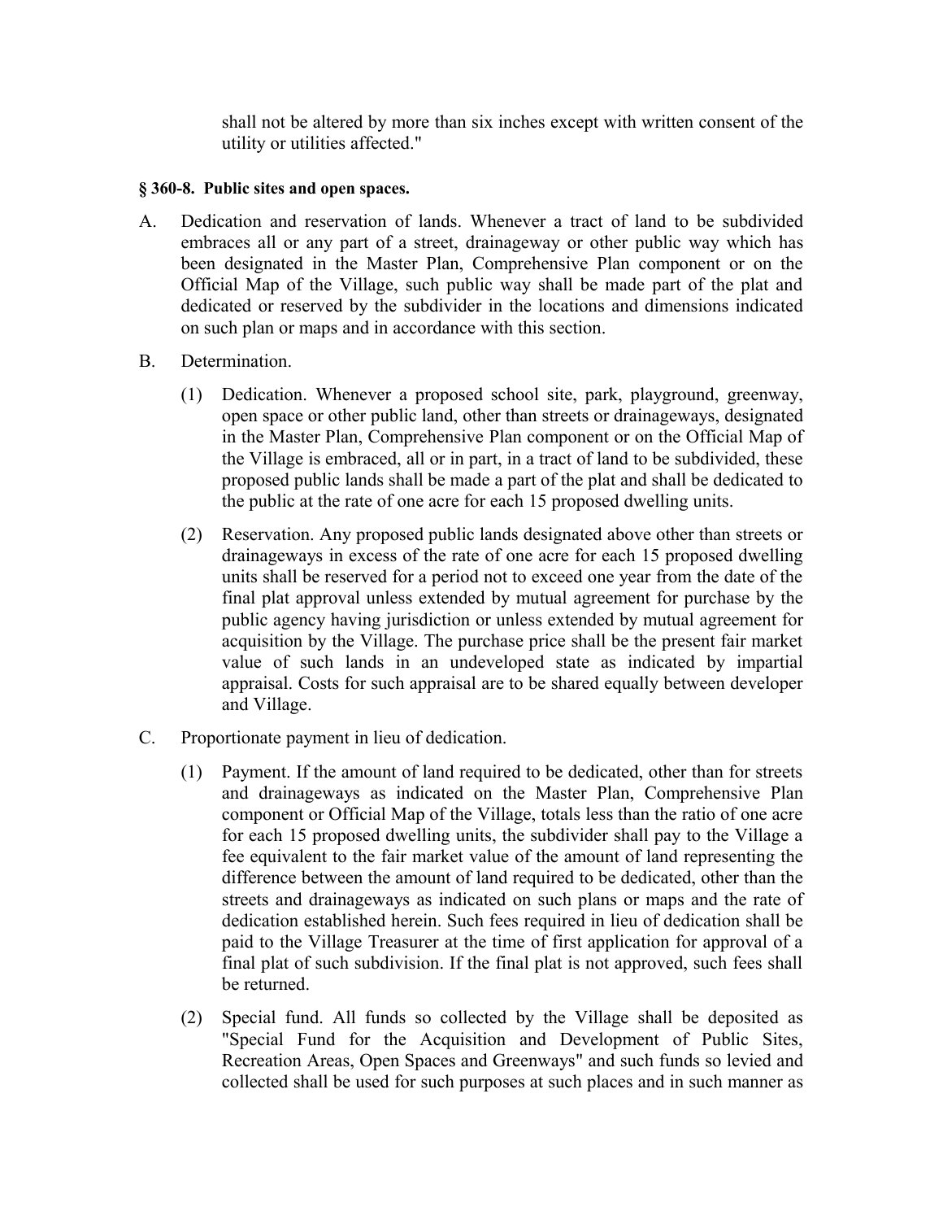shall not be altered by more than six inches except with written consent of the utility or utilities affected."

**§ 360-8. Public sites and open spaces.**

A. Dedication and reservation of lands. Whenever a tract of land to be subdivided embraces all or any part of a street, drainageway or other public way which has been designated in the Master Plan, Comprehensive Plan component or on the Official Map of the Village, such public way shall be made part of the plat and dedicated or reserved by the subdivider in the locations and dimensions indicated on such plan or maps and in accordance with this section.

B. Determination.

(1) Dedication. Whenever a proposed school site, park, playground, greenway, open space or other public land, other than streets or drainageways, designated in the Master Plan, Comprehensive Plan component or on the Official Map of the Village is embraced, all or in part, in a tract of land to be subdivided, these proposed public lands shall be made a part of the plat and shall be dedicated to the public at the rate of one acre for each 15 proposed dwelling units.

(2) Reservation. Any proposed public lands designated above other than streets or drainageways in excess of the rate of one acre for each 15 proposed dwelling units shall be reserved for a period not to exceed one year from the date of the final plat approval unless extended by mutual agreement for purchase by the public agency having jurisdiction or unless extended by mutual agreement for acquisition by the Village. The purchase price shall be the present fair market value of such lands in an undeveloped state as indicated by impartial appraisal. Costs for such appraisal are to be shared equally between developer and Village.

C. Proportionate payment in lieu of dedication.

(1) Payment. If the amount of land required to be dedicated, other than for streets and drainageways as indicated on the Master Plan, Comprehensive Plan component or Official Map of the Village, totals less than the ratio of one acre for each 15 proposed dwelling units, the subdivider shall pay to the Village a fee equivalent to the fair market value of the amount of land representing the difference between the amount of land required to be dedicated, other than the streets and drainageways as indicated on such plans or maps and the rate of dedication established herein. Such fees required in lieu of dedication shall be paid to the Village Treasurer at the time of first application for approval of a final plat of such subdivision. If the final plat is not approved, such fees shall be returned.

(2) Special fund. All funds so collected by the Village shall be deposited as "Special Fund for the Acquisition and Development of Public Sites, Recreation Areas, Open Spaces and Greenways" and such funds so levied and collected shall be used for such purposes at such places and in such manner as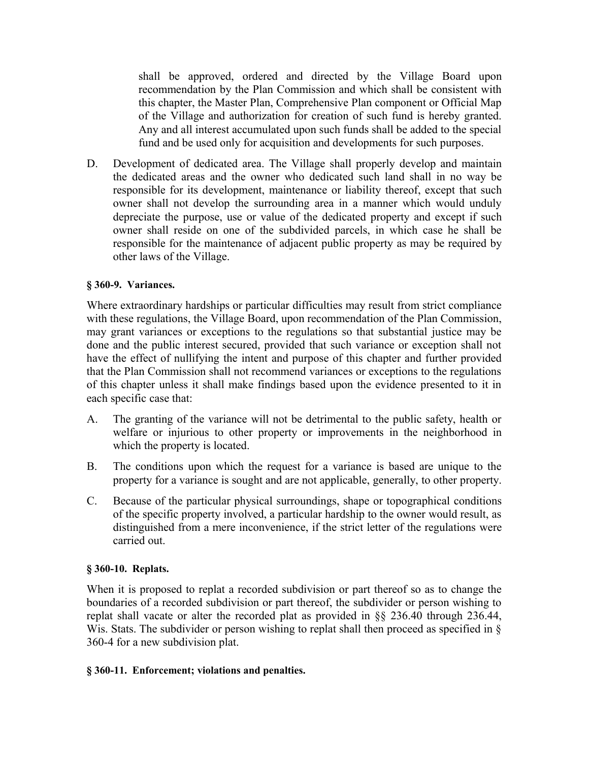shall be approved, ordered and directed by the Village Board upon recommendation by the Plan Commission and which shall be consistent with this chapter, the Master Plan, Comprehensive Plan component or Official Map of the Village and authorization for creation of such fund is hereby granted. Any and all interest accumulated upon such funds shall be added to the special fund and be used only for acquisition and developments for such purposes.

D. Development of dedicated area. The Village shall properly develop and maintain the dedicated areas and the owner who dedicated such land shall in no way be responsible for its development, maintenance or liability thereof, except that such owner shall not develop the surrounding area in a manner which would unduly depreciate the purpose, use or value of the dedicated property and except if such owner shall reside on one of the subdivided parcels, in which case he shall be responsible for the maintenance of adjacent public property as may be required by other laws of the Village.

**§ 360-9. Variances.**

Where extraordinary hardships or particular difficulties may result from strict compliance with these regulations, the Village Board, upon recommendation of the Plan Commission, may grant variances or exceptions to the regulations so that substantial justice may be done and the public interest secured, provided that such variance or exception shall not have the effect of nullifying the intent and purpose of this chapter and further provided that the Plan Commission shall not recommend variances or exceptions to the regulations of this chapter unless it shall make findings based upon the evidence presented to it in each specific case that:

A. The granting of the variance will not be detrimental to the public safety, health or welfare or injurious to other property or improvements in the neighborhood in which the property is located.

B. The conditions upon which the request for a variance is based are unique to the property for a variance is sought and are not applicable, generally, to other property.

C. Because of the particular physical surroundings, shape or topographical conditions of the specific property involved, a particular hardship to the owner would result, as distinguished from a mere inconvenience, if the strict letter of the regulations were carried out.

**§ 360-10. Replats.**

When it is proposed to replat a recorded subdivision or part thereof so as to change the boundaries of a recorded subdivision or part thereof, the subdivider or person wishing to replat shall vacate or alter the recorded plat as provided in §§ 236.40 through 236.44, Wis. Stats. The subdivider or person wishing to replat shall then proceed as specified in § 360-4 for a new subdivision plat.

**§ 360-11. Enforcement; violations and penalties.**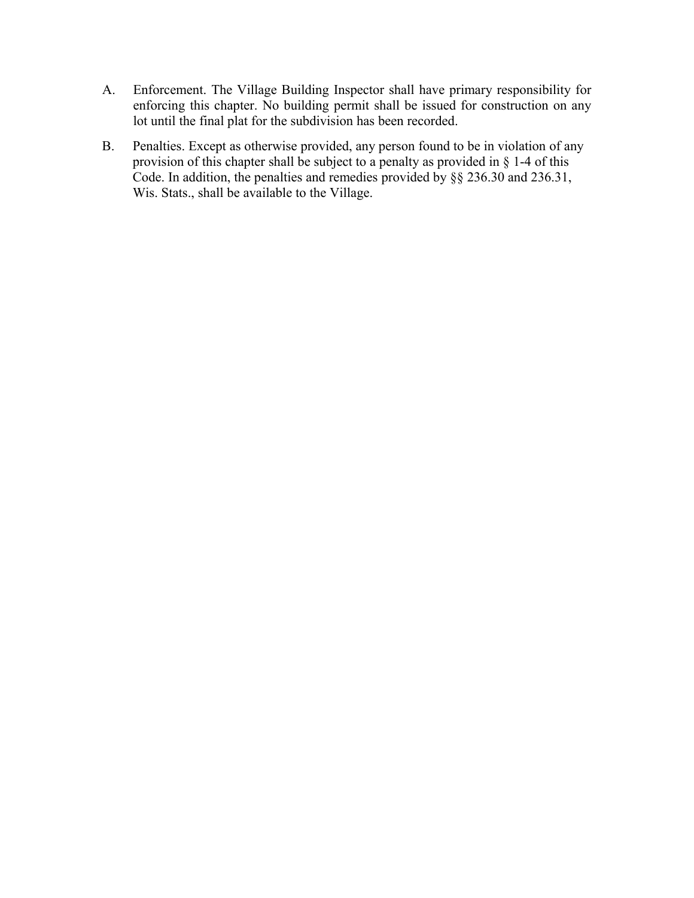A. Enforcement. The Village Building Inspector shall have primary responsibility for enforcing this chapter. No building permit shall be issued for construction on any lot until the final plat for the subdivision has been recorded.

B. Penalties. Except as otherwise provided, any person found to be in violation of any provision of this chapter shall be subject to a penalty as provided in § 1-4 of this Code. In addition, the penalties and remedies provided by §§ 236.30 and 236.31, Wis. Stats., shall be available to the Village.